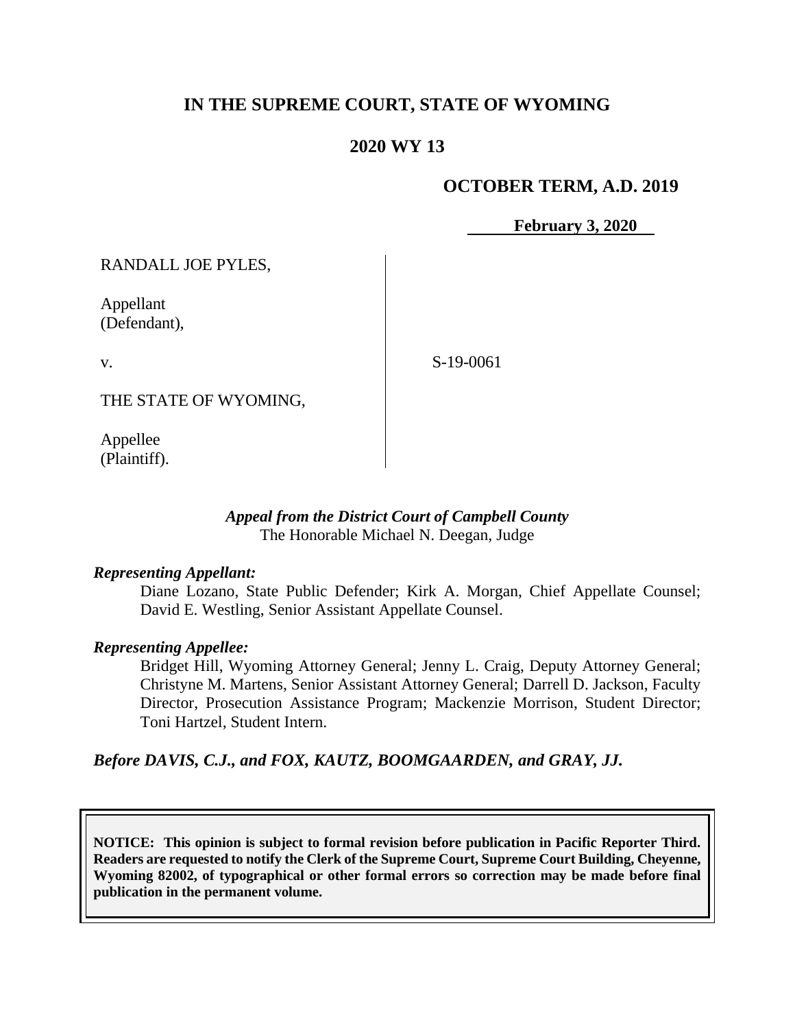# IN THE SUPREME COURT, STATE OF WYOMING

## 2020 WY 13

**OCTOBER TERM, A.D. 2019**

**February 3, 2020**

RANDALL JOE PYLES,

Appellant
(Defendant),

v.

S-19-0061

THE STATE OF WYOMING,

Appellee
(Plaintiff).

***Appeal from the District Court of Campbell County***
The Honorable Michael N. Deegan, Judge

***Representing Appellant:***

Diane Lozano, State Public Defender; Kirk A. Morgan, Chief Appellate Counsel; David E. Westling, Senior Assistant Appellate Counsel.

***Representing Appellee:***

Bridget Hill, Wyoming Attorney General; Jenny L. Craig, Deputy Attorney General; Christyne M. Martens, Senior Assistant Attorney General; Darrell D. Jackson, Faculty Director, Prosecution Assistance Program; Mackenzie Morrison, Student Director; Toni Hartzel, Student Intern.

***Before DAVIS, C.J., and FOX, KAUTZ, BOOMGAARDEN, and GRAY, JJ.***

**NOTICE: This opinion is subject to formal revision before publication in Pacific Reporter Third. Readers are requested to notify the Clerk of the Supreme Court, Supreme Court Building, Cheyenne, Wyoming 82002, of typographical or other formal errors so correction may be made before final publication in the permanent volume.**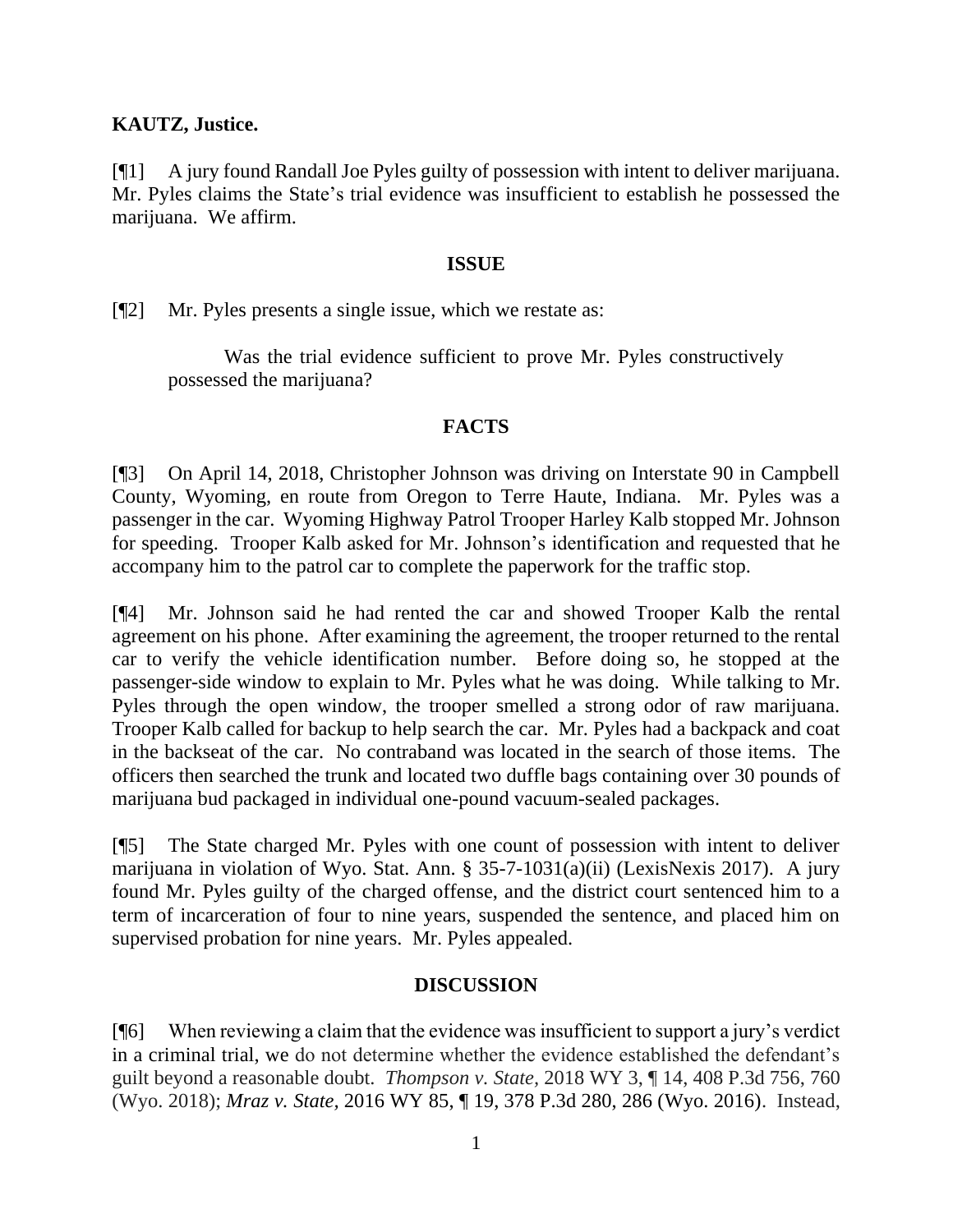**KAUTZ, Justice.**

[¶1] A jury found Randall Joe Pyles guilty of possession with intent to deliver marijuana. Mr. Pyles claims the State's trial evidence was insufficient to establish he possessed the marijuana. We affirm.

## ISSUE

[¶2] Mr. Pyles presents a single issue, which we restate as:

> Was the trial evidence sufficient to prove Mr. Pyles constructively possessed the marijuana?

## FACTS

[¶3] On April 14, 2018, Christopher Johnson was driving on Interstate 90 in Campbell County, Wyoming, en route from Oregon to Terre Haute, Indiana. Mr. Pyles was a passenger in the car. Wyoming Highway Patrol Trooper Harley Kalb stopped Mr. Johnson for speeding. Trooper Kalb asked for Mr. Johnson's identification and requested that he accompany him to the patrol car to complete the paperwork for the traffic stop.

[¶4] Mr. Johnson said he had rented the car and showed Trooper Kalb the rental agreement on his phone. After examining the agreement, the trooper returned to the rental car to verify the vehicle identification number. Before doing so, he stopped at the passenger-side window to explain to Mr. Pyles what he was doing. While talking to Mr. Pyles through the open window, the trooper smelled a strong odor of raw marijuana. Trooper Kalb called for backup to help search the car. Mr. Pyles had a backpack and coat in the backseat of the car. No contraband was located in the search of those items. The officers then searched the trunk and located two duffle bags containing over 30 pounds of marijuana bud packaged in individual one-pound vacuum-sealed packages.

[¶5] The State charged Mr. Pyles with one count of possession with intent to deliver marijuana in violation of Wyo. Stat. Ann. § 35-7-1031(a)(ii) (LexisNexis 2017). A jury found Mr. Pyles guilty of the charged offense, and the district court sentenced him to a term of incarceration of four to nine years, suspended the sentence, and placed him on supervised probation for nine years. Mr. Pyles appealed.

## DISCUSSION

[¶6] When reviewing a claim that the evidence was insufficient to support a jury's verdict in a criminal trial, we do not determine whether the evidence established the defendant's guilt beyond a reasonable doubt. *Thompson v. State,* 2018 WY 3, ¶ 14, 408 P.3d 756, 760 (Wyo. 2018); *Mraz v. State,* 2016 WY 85, ¶ 19, 378 P.3d 280, 286 (Wyo. 2016). Instead,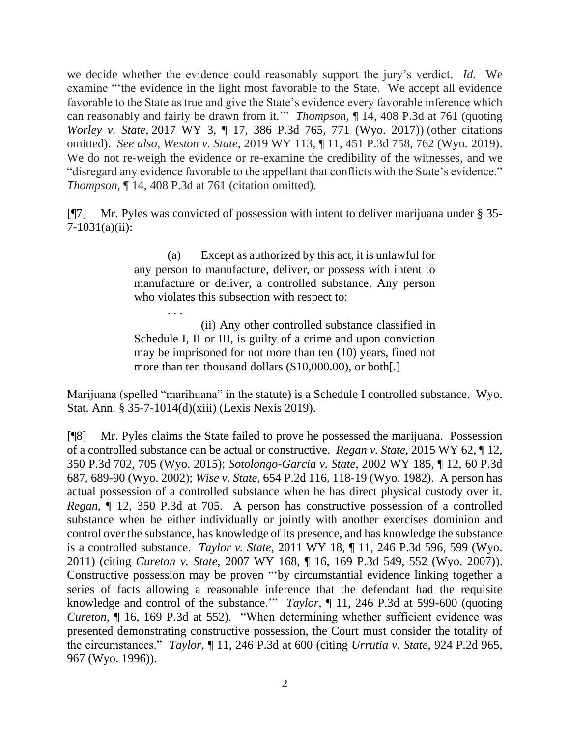we decide whether the evidence could reasonably support the jury's verdict. *Id.* We examine "'the evidence in the light most favorable to the State. We accept all evidence favorable to the State as true and give the State's evidence every favorable inference which can reasonably and fairly be drawn from it.'" *Thompson,* ¶ 14, 408 P.3d at 761 (quoting *Worley v. State*, 2017 WY 3, ¶ 17, 386 P.3d 765, 771 (Wyo. 2017)) (other citations omitted). *See also, Weston v. State,* 2019 WY 113, ¶ 11, 451 P.3d 758, 762 (Wyo. 2019). We do not re-weigh the evidence or re-examine the credibility of the witnesses, and we "disregard any evidence favorable to the appellant that conflicts with the State's evidence." *Thompson,* ¶ 14, 408 P.3d at 761 (citation omitted).

[¶7] Mr. Pyles was convicted of possession with intent to deliver marijuana under § 35-7-1031(a)(ii):

> (a) Except as authorized by this act, it is unlawful for any person to manufacture, deliver, or possess with intent to manufacture or deliver, a controlled substance. Any person who violates this subsection with respect to:
>
> . . .
>
> (ii) Any other controlled substance classified in Schedule I, II or III, is guilty of a crime and upon conviction may be imprisoned for not more than ten (10) years, fined not more than ten thousand dollars ($10,000.00), or both[.]

Marijuana (spelled "marihuana" in the statute) is a Schedule I controlled substance. Wyo. Stat. Ann. § 35-7-1014(d)(xiii) (Lexis Nexis 2019).

[¶8] Mr. Pyles claims the State failed to prove he possessed the marijuana. Possession of a controlled substance can be actual or constructive. *Regan v. State*, 2015 WY 62, ¶ 12, 350 P.3d 702, 705 (Wyo. 2015); *Sotolongo-Garcia v. State*, 2002 WY 185, ¶ 12, 60 P.3d 687, 689-90 (Wyo. 2002); *Wise v. State*, 654 P.2d 116, 118-19 (Wyo. 1982). A person has actual possession of a controlled substance when he has direct physical custody over it. *Regan,* ¶ 12, 350 P.3d at 705. A person has constructive possession of a controlled substance when he either individually or jointly with another exercises dominion and control over the substance, has knowledge of its presence, and has knowledge the substance is a controlled substance. *Taylor v. State,* 2011 WY 18, ¶ 11, 246 P.3d 596, 599 (Wyo. 2011) (citing *Cureton v. State*, 2007 WY 168, ¶ 16, 169 P.3d 549, 552 (Wyo. 2007)). Constructive possession may be proven "'by circumstantial evidence linking together a series of facts allowing a reasonable inference that the defendant had the requisite knowledge and control of the substance.'" *Taylor,* ¶ 11, 246 P.3d at 599-600 (quoting *Cureton,* ¶ 16, 169 P.3d at 552). "When determining whether sufficient evidence was presented demonstrating constructive possession, the Court must consider the totality of the circumstances." *Taylor,* ¶ 11, 246 P.3d at 600 (citing *Urrutia v. State*, 924 P.2d 965, 967 (Wyo. 1996)).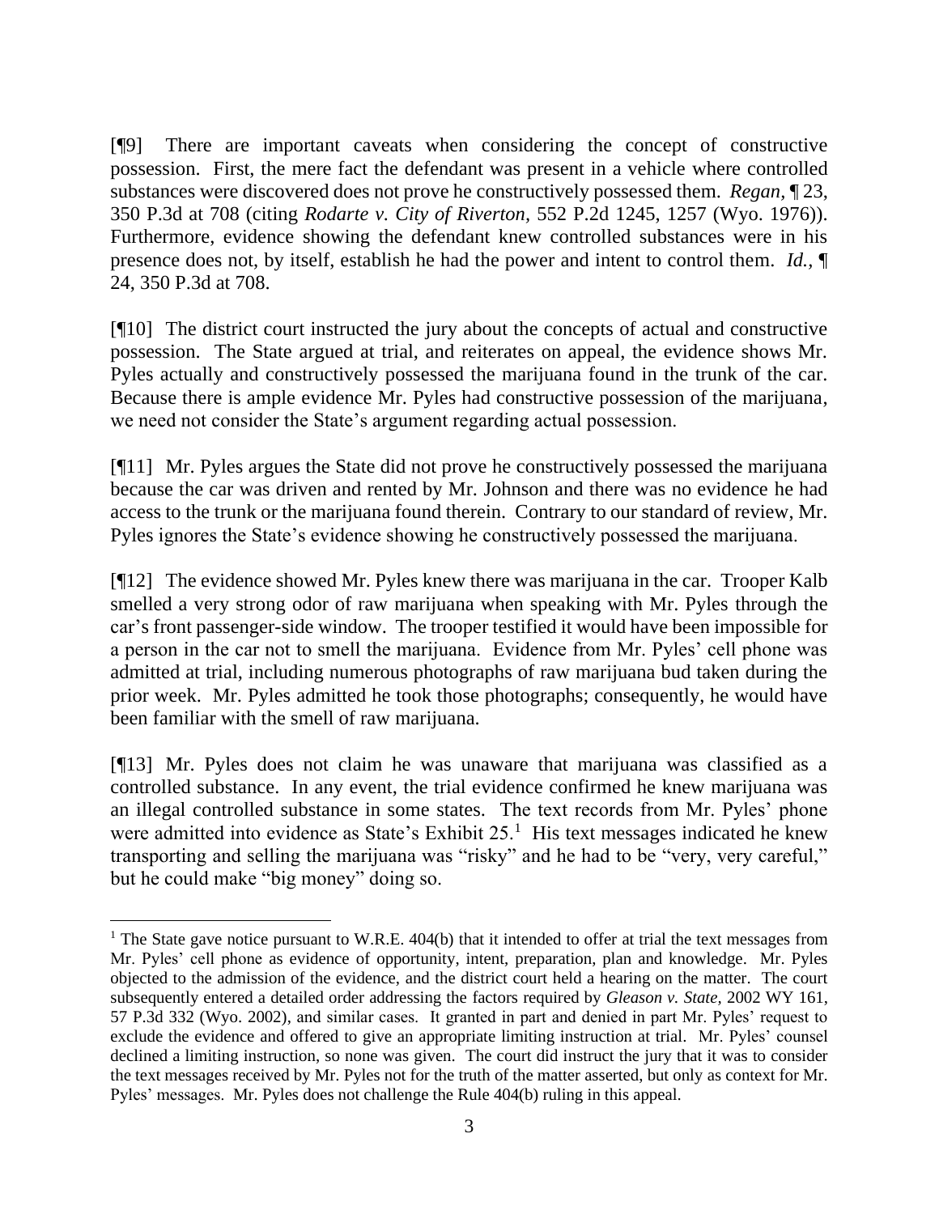[¶9] There are important caveats when considering the concept of constructive possession. First, the mere fact the defendant was present in a vehicle where controlled substances were discovered does not prove he constructively possessed them. *Regan*, ¶ 23, 350 P.3d at 708 (citing *Rodarte v. City of Riverton*, 552 P.2d 1245, 1257 (Wyo. 1976)). Furthermore, evidence showing the defendant knew controlled substances were in his presence does not, by itself, establish he had the power and intent to control them. *Id.*, ¶ 24, 350 P.3d at 708.

[¶10] The district court instructed the jury about the concepts of actual and constructive possession. The State argued at trial, and reiterates on appeal, the evidence shows Mr. Pyles actually and constructively possessed the marijuana found in the trunk of the car. Because there is ample evidence Mr. Pyles had constructive possession of the marijuana, we need not consider the State's argument regarding actual possession.

[¶11] Mr. Pyles argues the State did not prove he constructively possessed the marijuana because the car was driven and rented by Mr. Johnson and there was no evidence he had access to the trunk or the marijuana found therein. Contrary to our standard of review, Mr. Pyles ignores the State's evidence showing he constructively possessed the marijuana.

[¶12] The evidence showed Mr. Pyles knew there was marijuana in the car. Trooper Kalb smelled a very strong odor of raw marijuana when speaking with Mr. Pyles through the car's front passenger-side window. The trooper testified it would have been impossible for a person in the car not to smell the marijuana. Evidence from Mr. Pyles' cell phone was admitted at trial, including numerous photographs of raw marijuana bud taken during the prior week. Mr. Pyles admitted he took those photographs; consequently, he would have been familiar with the smell of raw marijuana.

[¶13] Mr. Pyles does not claim he was unaware that marijuana was classified as a controlled substance. In any event, the trial evidence confirmed he knew marijuana was an illegal controlled substance in some states. The text records from Mr. Pyles' phone were admitted into evidence as State's Exhibit 25.[1] His text messages indicated he knew transporting and selling the marijuana was "risky" and he had to be "very, very careful," but he could make "big money" doing so.

---

[1] The State gave notice pursuant to W.R.E. 404(b) that it intended to offer at trial the text messages from Mr. Pyles' cell phone as evidence of opportunity, intent, preparation, plan and knowledge. Mr. Pyles objected to the admission of the evidence, and the district court held a hearing on the matter. The court subsequently entered a detailed order addressing the factors required by *Gleason v. State*, 2002 WY 161, 57 P.3d 332 (Wyo. 2002), and similar cases. It granted in part and denied in part Mr. Pyles' request to exclude the evidence and offered to give an appropriate limiting instruction at trial. Mr. Pyles' counsel declined a limiting instruction, so none was given. The court did instruct the jury that it was to consider the text messages received by Mr. Pyles not for the truth of the matter asserted, but only as context for Mr. Pyles' messages. Mr. Pyles does not challenge the Rule 404(b) ruling in this appeal.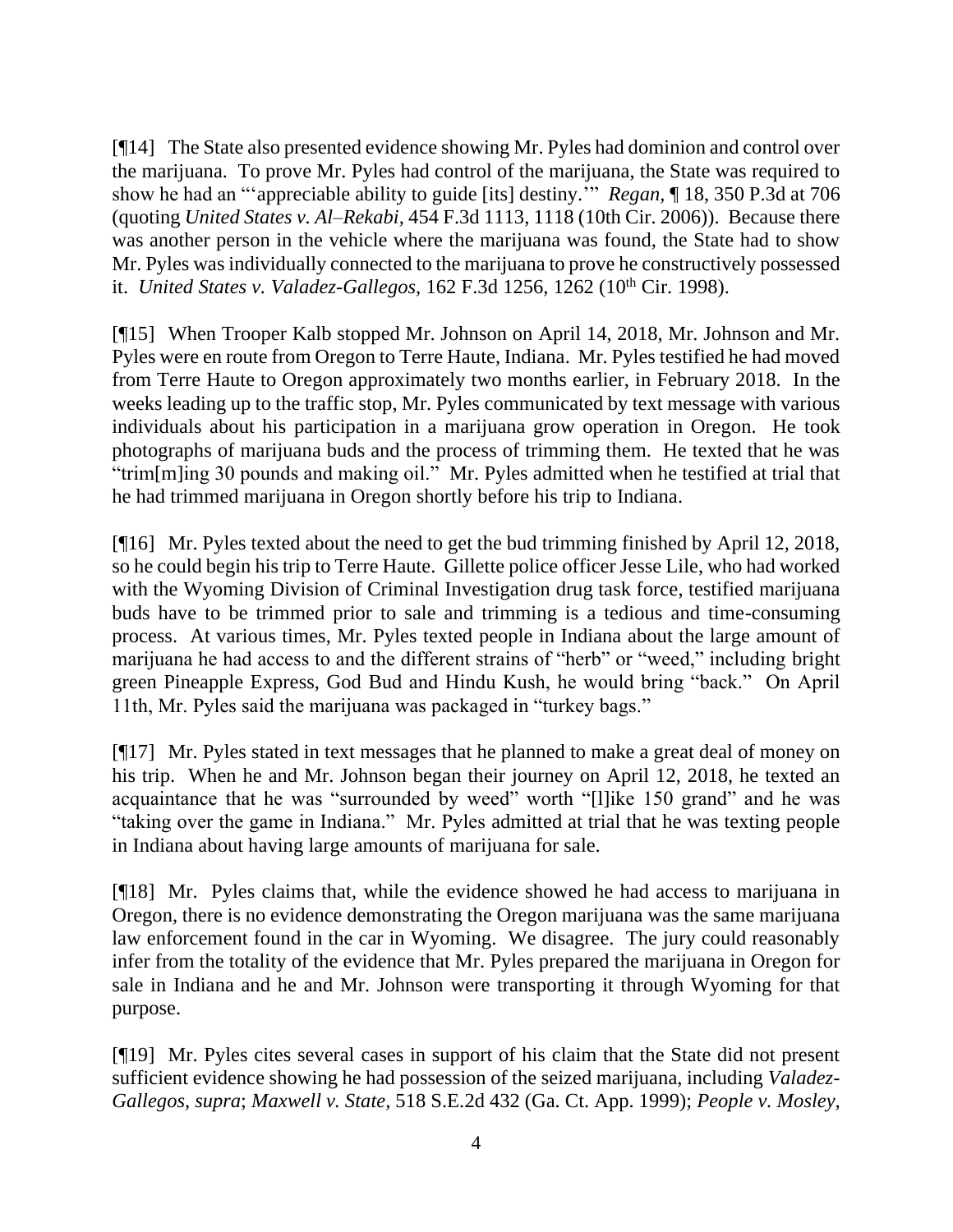[¶14] The State also presented evidence showing Mr. Pyles had dominion and control over the marijuana. To prove Mr. Pyles had control of the marijuana, the State was required to show he had an "'appreciable ability to guide [its] destiny.'" *Regan*, ¶ 18, 350 P.3d at 706 (quoting *United States v. Al–Rekabi*, 454 F.3d 1113, 1118 (10th Cir. 2006)). Because there was another person in the vehicle where the marijuana was found, the State had to show Mr. Pyles was individually connected to the marijuana to prove he constructively possessed it. *United States v. Valadez-Gallegos*, 162 F.3d 1256, 1262 (10th Cir. 1998).

[¶15] When Trooper Kalb stopped Mr. Johnson on April 14, 2018, Mr. Johnson and Mr. Pyles were en route from Oregon to Terre Haute, Indiana. Mr. Pyles testified he had moved from Terre Haute to Oregon approximately two months earlier, in February 2018. In the weeks leading up to the traffic stop, Mr. Pyles communicated by text message with various individuals about his participation in a marijuana grow operation in Oregon. He took photographs of marijuana buds and the process of trimming them. He texted that he was "trim[m]ing 30 pounds and making oil." Mr. Pyles admitted when he testified at trial that he had trimmed marijuana in Oregon shortly before his trip to Indiana.

[¶16] Mr. Pyles texted about the need to get the bud trimming finished by April 12, 2018, so he could begin his trip to Terre Haute. Gillette police officer Jesse Lile, who had worked with the Wyoming Division of Criminal Investigation drug task force, testified marijuana buds have to be trimmed prior to sale and trimming is a tedious and time-consuming process. At various times, Mr. Pyles texted people in Indiana about the large amount of marijuana he had access to and the different strains of "herb" or "weed," including bright green Pineapple Express, God Bud and Hindu Kush, he would bring "back." On April 11th, Mr. Pyles said the marijuana was packaged in "turkey bags."

[¶17] Mr. Pyles stated in text messages that he planned to make a great deal of money on his trip. When he and Mr. Johnson began their journey on April 12, 2018, he texted an acquaintance that he was "surrounded by weed" worth "[l]ike 150 grand" and he was "taking over the game in Indiana." Mr. Pyles admitted at trial that he was texting people in Indiana about having large amounts of marijuana for sale.

[¶18] Mr. Pyles claims that, while the evidence showed he had access to marijuana in Oregon, there is no evidence demonstrating the Oregon marijuana was the same marijuana law enforcement found in the car in Wyoming. We disagree. The jury could reasonably infer from the totality of the evidence that Mr. Pyles prepared the marijuana in Oregon for sale in Indiana and he and Mr. Johnson were transporting it through Wyoming for that purpose.

[¶19] Mr. Pyles cites several cases in support of his claim that the State did not present sufficient evidence showing he had possession of the seized marijuana, including *Valadez-Gallegos*, *supra*; *Maxwell v. State*, 518 S.E.2d 432 (Ga. Ct. App. 1999); *People v. Mosley*,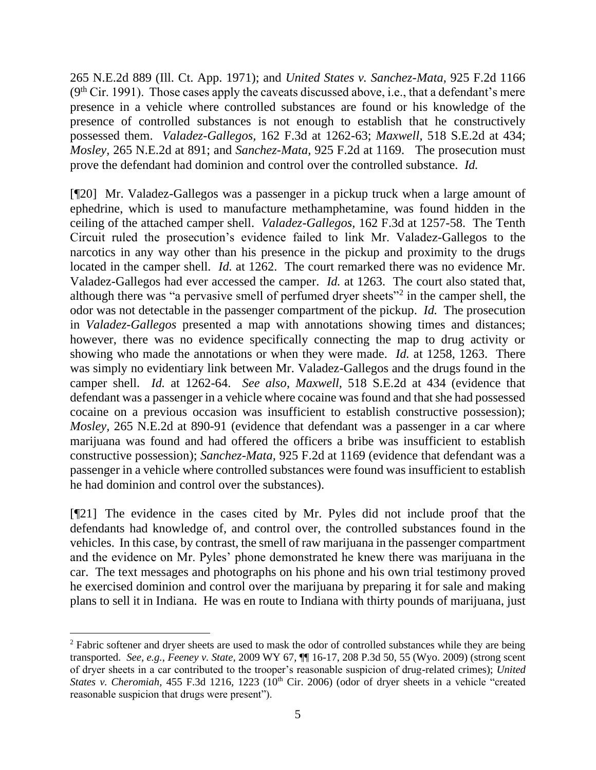265 N.E.2d 889 (Ill. Ct. App. 1971); and *United States v. Sanchez-Mata*, 925 F.2d 1166 (9th Cir. 1991). Those cases apply the caveats discussed above, i.e., that a defendant's mere presence in a vehicle where controlled substances are found or his knowledge of the presence of controlled substances is not enough to establish that he constructively possessed them. *Valadez-Gallegos*, 162 F.3d at 1262-63; *Maxwell*, 518 S.E.2d at 434; *Mosley*, 265 N.E.2d at 891; and *Sanchez-Mata*, 925 F.2d at 1169. The prosecution must prove the defendant had dominion and control over the controlled substance. *Id.*

[¶20] Mr. Valadez-Gallegos was a passenger in a pickup truck when a large amount of ephedrine, which is used to manufacture methamphetamine, was found hidden in the ceiling of the attached camper shell. *Valadez-Gallegos*, 162 F.3d at 1257-58. The Tenth Circuit ruled the prosecution's evidence failed to link Mr. Valadez-Gallegos to the narcotics in any way other than his presence in the pickup and proximity to the drugs located in the camper shell. *Id.* at 1262. The court remarked there was no evidence Mr. Valadez-Gallegos had ever accessed the camper. *Id.* at 1263. The court also stated that, although there was "a pervasive smell of perfumed dryer sheets"[2] in the camper shell, the odor was not detectable in the passenger compartment of the pickup. *Id.* The prosecution in *Valadez-Gallegos* presented a map with annotations showing times and distances; however, there was no evidence specifically connecting the map to drug activity or showing who made the annotations or when they were made. *Id.* at 1258, 1263. There was simply no evidentiary link between Mr. Valadez-Gallegos and the drugs found in the camper shell. *Id.* at 1262-64. *See also*, *Maxwell*, 518 S.E.2d at 434 (evidence that defendant was a passenger in a vehicle where cocaine was found and that she had possessed cocaine on a previous occasion was insufficient to establish constructive possession); *Mosley*, 265 N.E.2d at 890-91 (evidence that defendant was a passenger in a car where marijuana was found and had offered the officers a bribe was insufficient to establish constructive possession); *Sanchez-Mata*, 925 F.2d at 1169 (evidence that defendant was a passenger in a vehicle where controlled substances were found was insufficient to establish he had dominion and control over the substances).

[¶21] The evidence in the cases cited by Mr. Pyles did not include proof that the defendants had knowledge of, and control over, the controlled substances found in the vehicles. In this case, by contrast, the smell of raw marijuana in the passenger compartment and the evidence on Mr. Pyles' phone demonstrated he knew there was marijuana in the car. The text messages and photographs on his phone and his own trial testimony proved he exercised dominion and control over the marijuana by preparing it for sale and making plans to sell it in Indiana. He was en route to Indiana with thirty pounds of marijuana, just

[2] Fabric softener and dryer sheets are used to mask the odor of controlled substances while they are being transported. *See, e.g.*, *Feeney v. State*, 2009 WY 67, ¶¶ 16-17, 208 P.3d 50, 55 (Wyo. 2009) (strong scent of dryer sheets in a car contributed to the trooper's reasonable suspicion of drug-related crimes); *United States v. Cheromiah*, 455 F.3d 1216, 1223 (10th Cir. 2006) (odor of dryer sheets in a vehicle "created reasonable suspicion that drugs were present").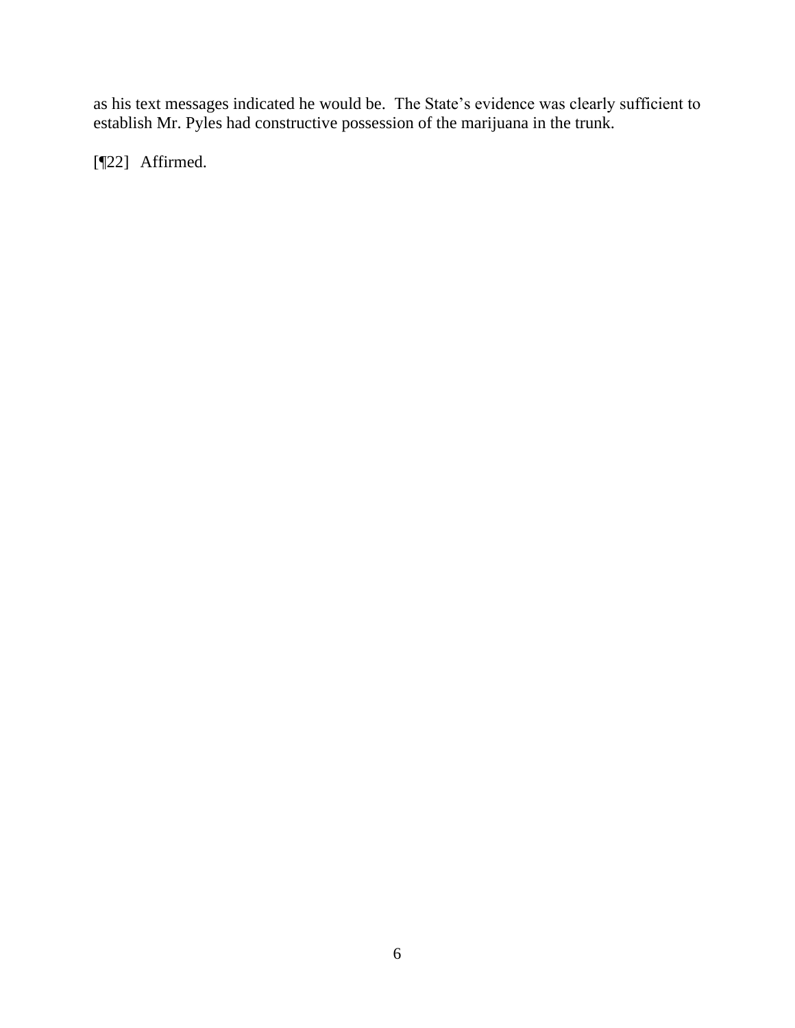as his text messages indicated he would be. The State's evidence was clearly sufficient to establish Mr. Pyles had constructive possession of the marijuana in the trunk.

[¶22] Affirmed.